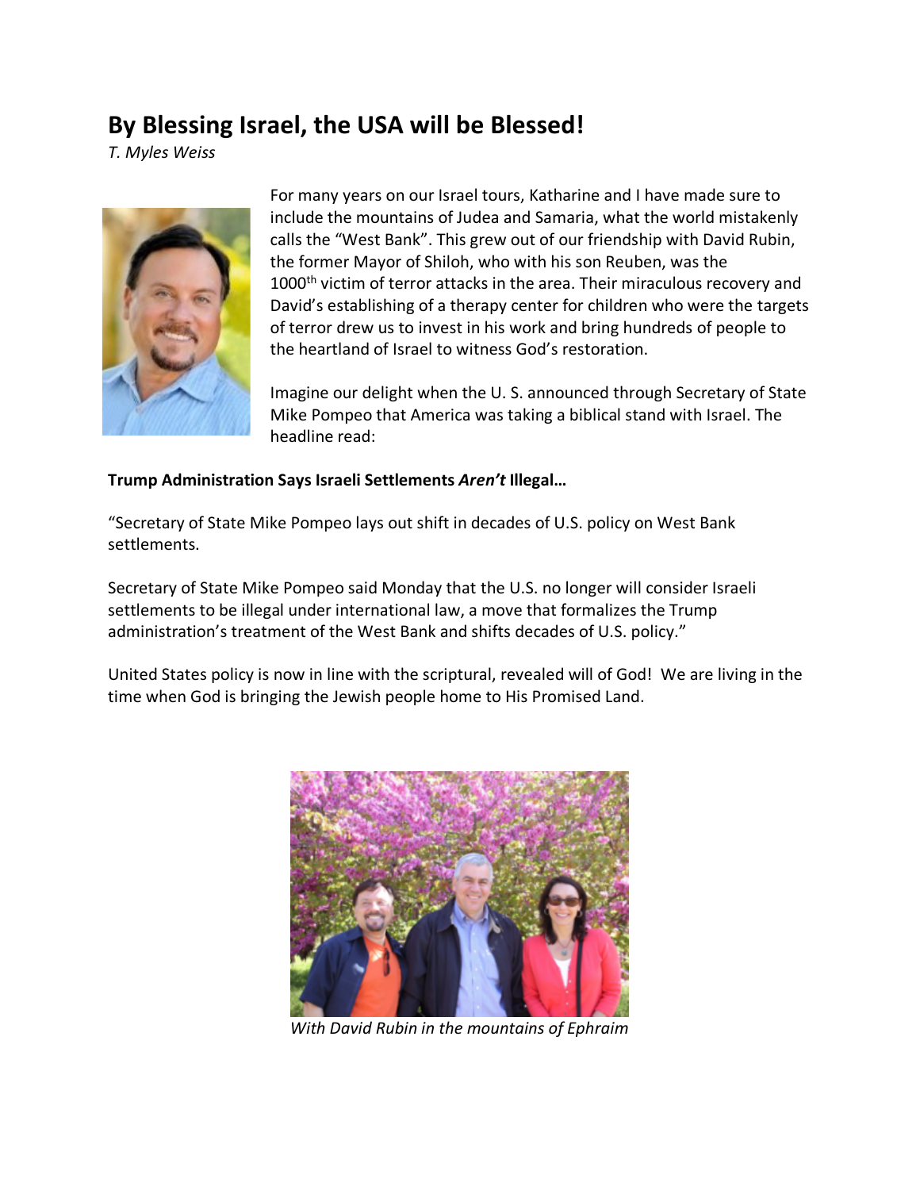# By Blessing Israel, the USA will be Blessed!

*T. Myles Weiss*

For many years on our Israel tours, Katharine and I have made sure to include the mountains of Judea and Samaria, what the world mistakenly calls the "West Bank". This grew out of our friendship with David Rubin, the former Mayor of Shiloh, who with his son Reuben, was the 1000th victim of terror attacks in the area. Their miraculous recovery and David's establishing of a therapy center for children who were the targets of terror drew us to invest in his work and bring hundreds of people to the heartland of Israel to witness God's restoration.

Imagine our delight when the U. S. announced through Secretary of State Mike Pompeo that America was taking a biblical stand with Israel. The headline read:

**Trump Administration Says Israeli Settlements *Aren't* Illegal…**

"Secretary of State Mike Pompeo lays out shift in decades of U.S. policy on West Bank settlements.

Secretary of State Mike Pompeo said Monday that the U.S. no longer will consider Israeli settlements to be illegal under international law, a move that formalizes the Trump administration's treatment of the West Bank and shifts decades of U.S. policy."

United States policy is now in line with the scriptural, revealed will of God! We are living in the time when God is bringing the Jewish people home to His Promised Land.

*With David Rubin in the mountains of Ephraim*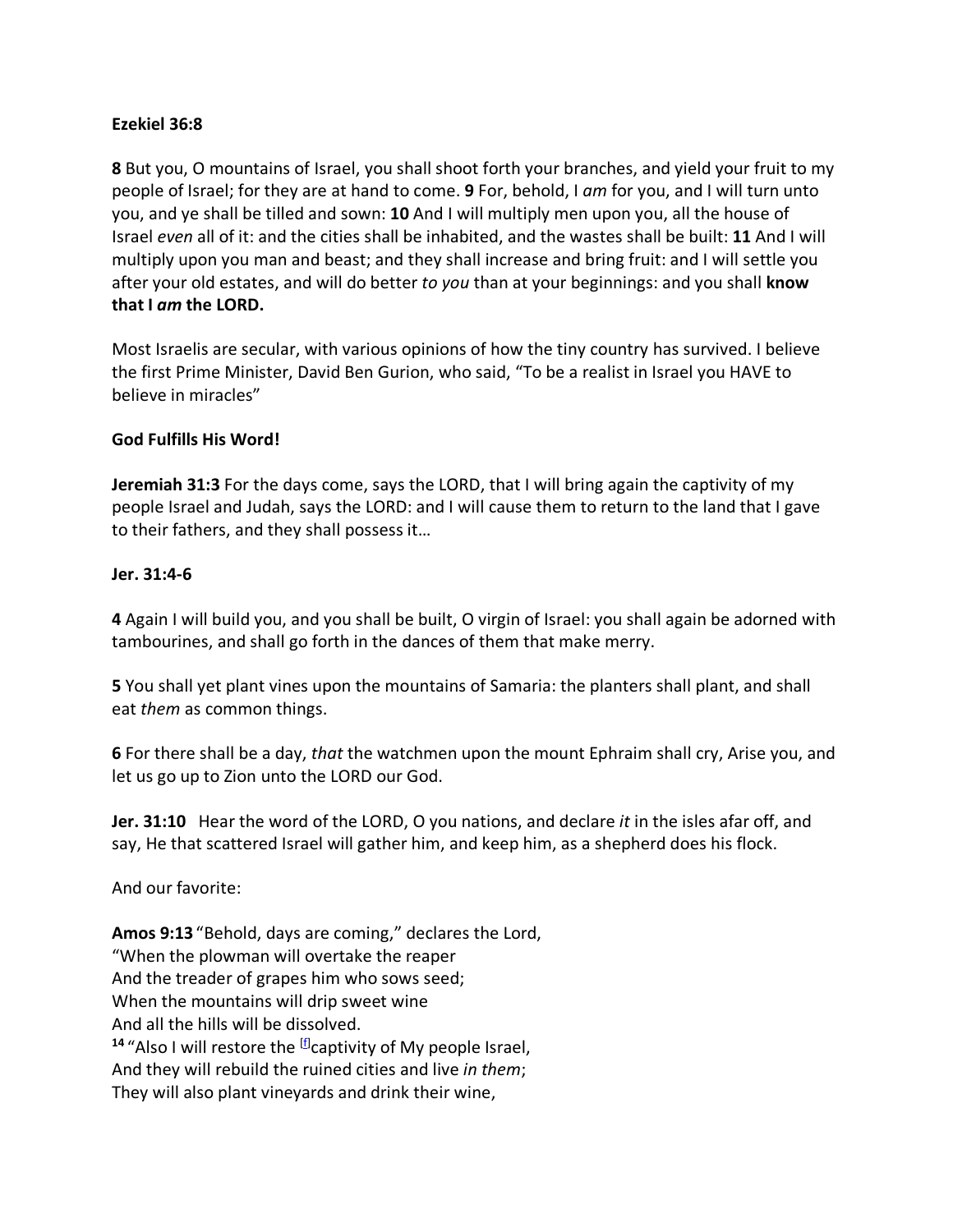**Ezekiel 36:8**

**8** But you, O mountains of Israel, you shall shoot forth your branches, and yield your fruit to my people of Israel; for they are at hand to come. **9** For, behold, I *am* for you, and I will turn unto you, and ye shall be tilled and sown: **10** And I will multiply men upon you, all the house of Israel *even* all of it: and the cities shall be inhabited, and the wastes shall be built: **11** And I will multiply upon you man and beast; and they shall increase and bring fruit: and I will settle you after your old estates, and will do better *to you* than at your beginnings: and you shall **know that I *am* the LORD.**

Most Israelis are secular, with various opinions of how the tiny country has survived. I believe the first Prime Minister, David Ben Gurion, who said, "To be a realist in Israel you HAVE to believe in miracles"

**God Fulfills His Word!**

**Jeremiah 31:3** For the days come, says the LORD, that I will bring again the captivity of my people Israel and Judah, says the LORD: and I will cause them to return to the land that I gave to their fathers, and they shall possess it…

**Jer. 31:4-6**

**4** Again I will build you, and you shall be built, O virgin of Israel: you shall again be adorned with tambourines, and shall go forth in the dances of them that make merry.

**5** You shall yet plant vines upon the mountains of Samaria: the planters shall plant, and shall eat *them* as common things.

**6** For there shall be a day, *that* the watchmen upon the mount Ephraim shall cry, Arise you, and let us go up to Zion unto the LORD our God.

**Jer. 31:10** Hear the word of the LORD, O you nations, and declare *it* in the isles afar off, and say, He that scattered Israel will gather him, and keep him, as a shepherd does his flock.

And our favorite:

**Amos 9:13** "Behold, days are coming," declares the Lord,
"When the plowman will overtake the reaper
And the treader of grapes him who sows seed;
When the mountains will drip sweet wine
And all the hills will be dissolved.
**14** "Also I will restore the [f]captivity of My people Israel,
And they will rebuild the ruined cities and live *in them*;
They will also plant vineyards and drink their wine,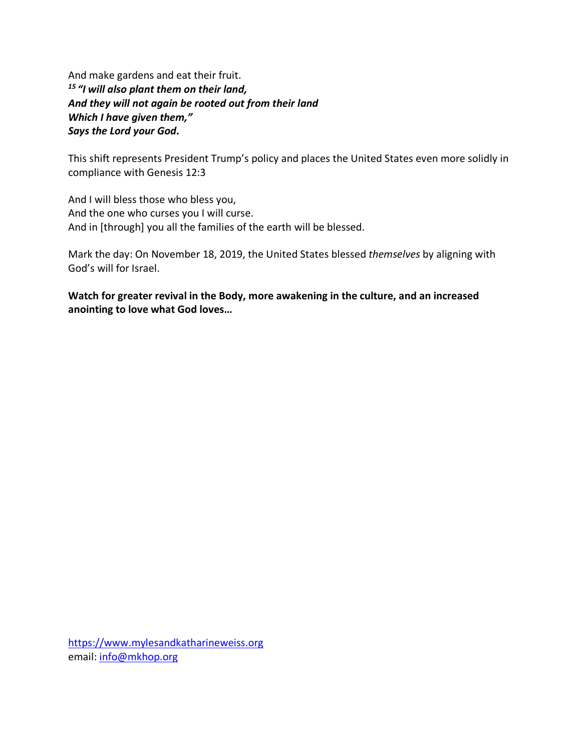And make gardens and eat their fruit.
***[15] "I will also plant them on their land,***
***And they will not again be rooted out from their land***
***Which I have given them,"***
***Says the Lord your God.***

This shift represents President Trump's policy and places the United States even more solidly in compliance with Genesis 12:3

And I will bless those who bless you,
And the one who curses you I will curse.
And in [through] you all the families of the earth will be blessed.

Mark the day: On November 18, 2019, the United States blessed *themselves* by aligning with God's will for Israel.

**Watch for greater revival in the Body, more awakening in the culture, and an increased anointing to love what God loves…**

https://www.mylesandkatharineweiss.org
email: info@mkhop.org